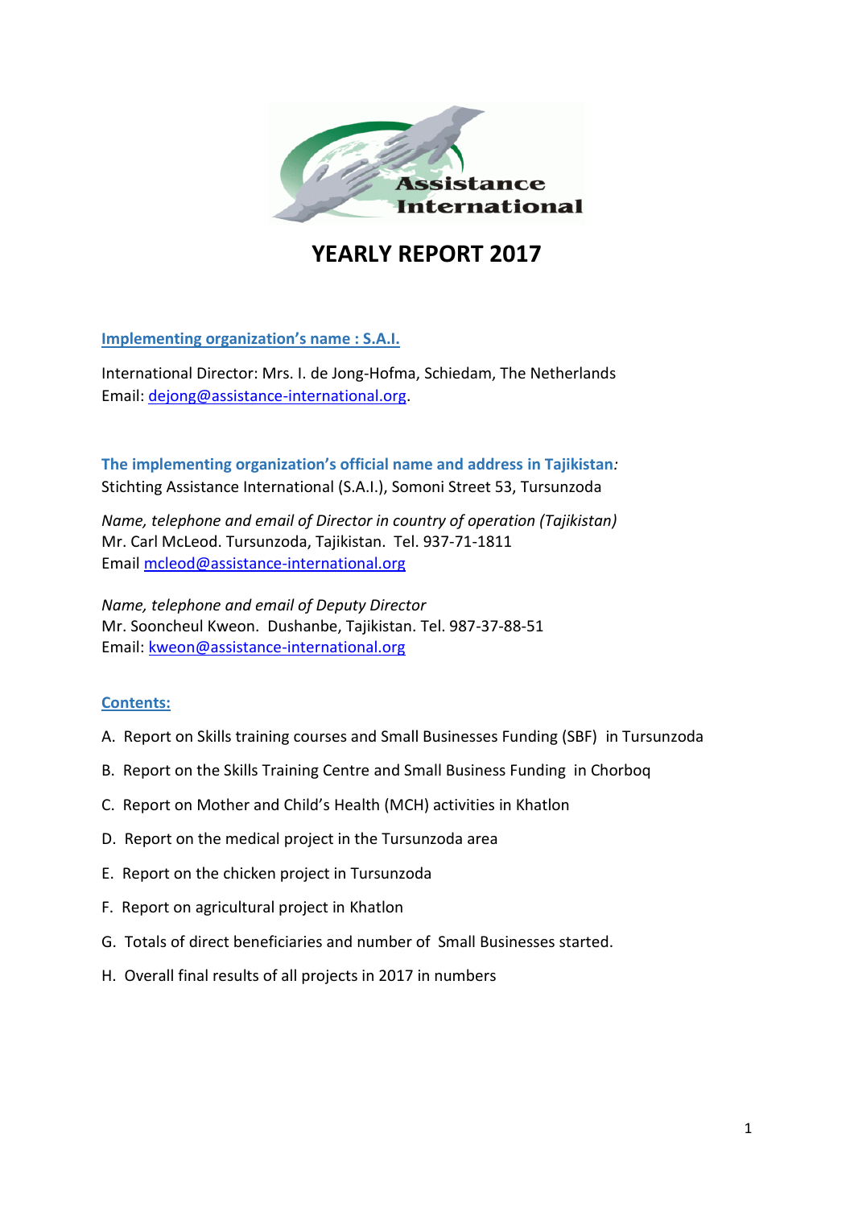# YEARLY REPORT 2017

**Implementing organization's name : S.A.I.**

International Director: Mrs. I. de Jong-Hofma, Schiedam, The Netherlands
Email: dejong@assistance-international.org.

**The implementing organization's official name and address in Tajikistan**:
Stichting Assistance International (S.A.I.), Somoni Street 53, Tursunzoda

*Name, telephone and email of Director in country of operation (Tajikistan)*
Mr. Carl McLeod. Tursunzoda, Tajikistan. Tel. 937-71-1811
Email mcleod@assistance-international.org

*Name, telephone and email of Deputy Director*
Mr. Sooncheul Kweon. Dushanbe, Tajikistan. Tel. 987-37-88-51
Email: kweon@assistance-international.org

**Contents:**

A. Report on Skills training courses and Small Businesses Funding (SBF) in Tursunzoda

B. Report on the Skills Training Centre and Small Business Funding in Chorboq

C. Report on Mother and Child's Health (MCH) activities in Khatlon

D. Report on the medical project in the Tursunzoda area

E. Report on the chicken project in Tursunzoda

F. Report on agricultural project in Khatlon

G. Totals of direct beneficiaries and number of Small Businesses started.

H. Overall final results of all projects in 2017 in numbers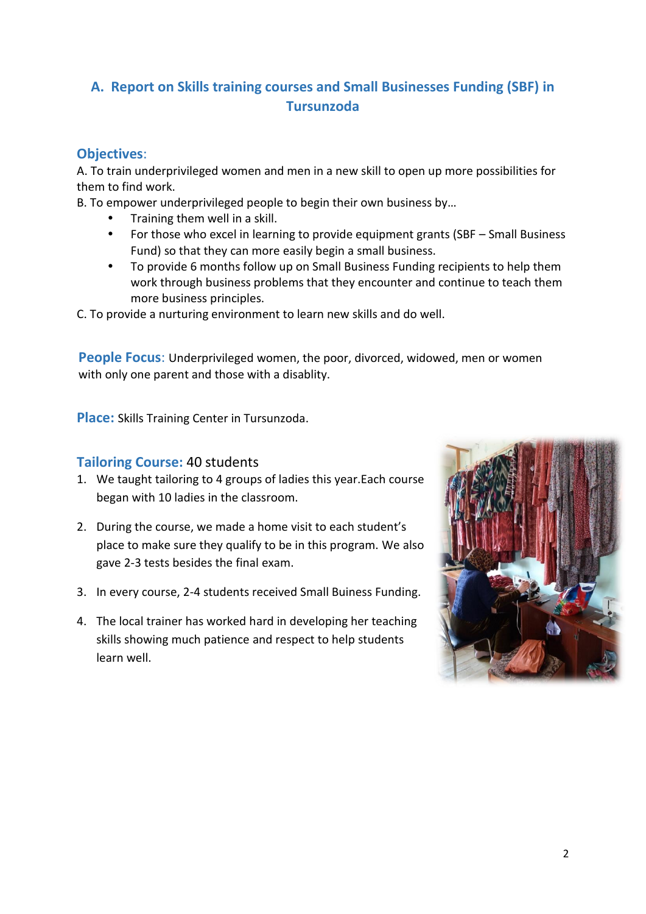## A. Report on Skills training courses and Small Businesses Funding (SBF) in Tursunzoda

### Objectives:

A. To train underprivileged women and men in a new skill to open up more possibilities for them to find work.

B. To empower underprivileged people to begin their own business by…

- Training them well in a skill.
- For those who excel in learning to provide equipment grants (SBF – Small Business Fund) so that they can more easily begin a small business.
- To provide 6 months follow up on Small Business Funding recipients to help them work through business problems that they encounter and continue to teach them more business principles.

C. To provide a nurturing environment to learn new skills and do well.

**People Focus**: Underprivileged women, the poor, divorced, widowed, men or women with only one parent and those with a disablity.

**Place:** Skills Training Center in Tursunzoda.

### Tailoring Course: 40 students

1. We taught tailoring to 4 groups of ladies this year.Each course began with 10 ladies in the classroom.
2. During the course, we made a home visit to each student's place to make sure they qualify to be in this program. We also gave 2-3 tests besides the final exam.
3. In every course, 2-4 students received Small Buiness Funding.
4. The local trainer has worked hard in developing her teaching skills showing much patience and respect to help students learn well.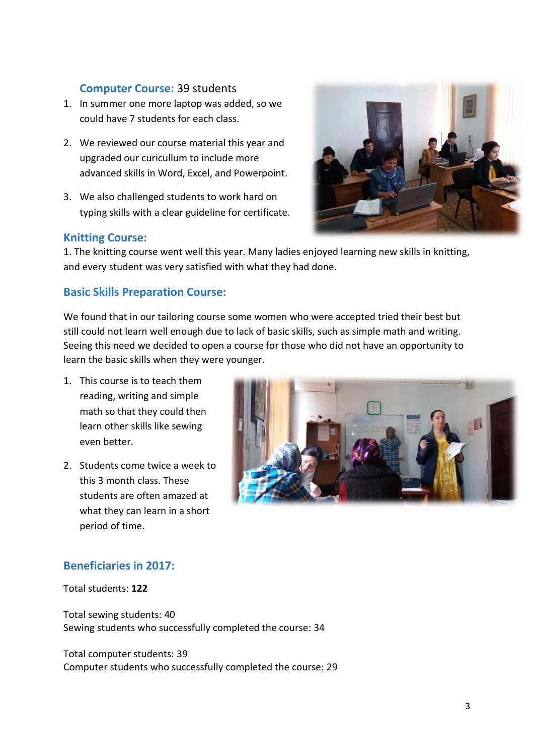### Computer Course: 39 students

1. In summer one more laptop was added, so we could have 7 students for each class.
2. We reviewed our course material this year and upgraded our curicullum to include more advanced skills in Word, Excel, and Powerpoint.
3. We also challenged students to work hard on typing skills with a clear guideline for certificate.

### Knitting Course:

1. The knitting course went well this year. Many ladies enjoyed learning new skills in knitting, and every student was very satisfied with what they had done.

### Basic Skills Preparation Course:

We found that in our tailoring course some women who were accepted tried their best but still could not learn well enough due to lack of basic skills, such as simple math and writing. Seeing this need we decided to open a course for those who did not have an opportunity to learn the basic skills when they were younger.

1. This course is to teach them reading, writing and simple math so that they could then learn other skills like sewing even better.
2. Students come twice a week to this 3 month class. These students are often amazed at what they can learn in a short period of time.

### Beneficiaries in 2017:

Total students: **122**

Total sewing students: 40
Sewing students who successfully completed the course: 34

Total computer students: 39
Computer students who successfully completed the course: 29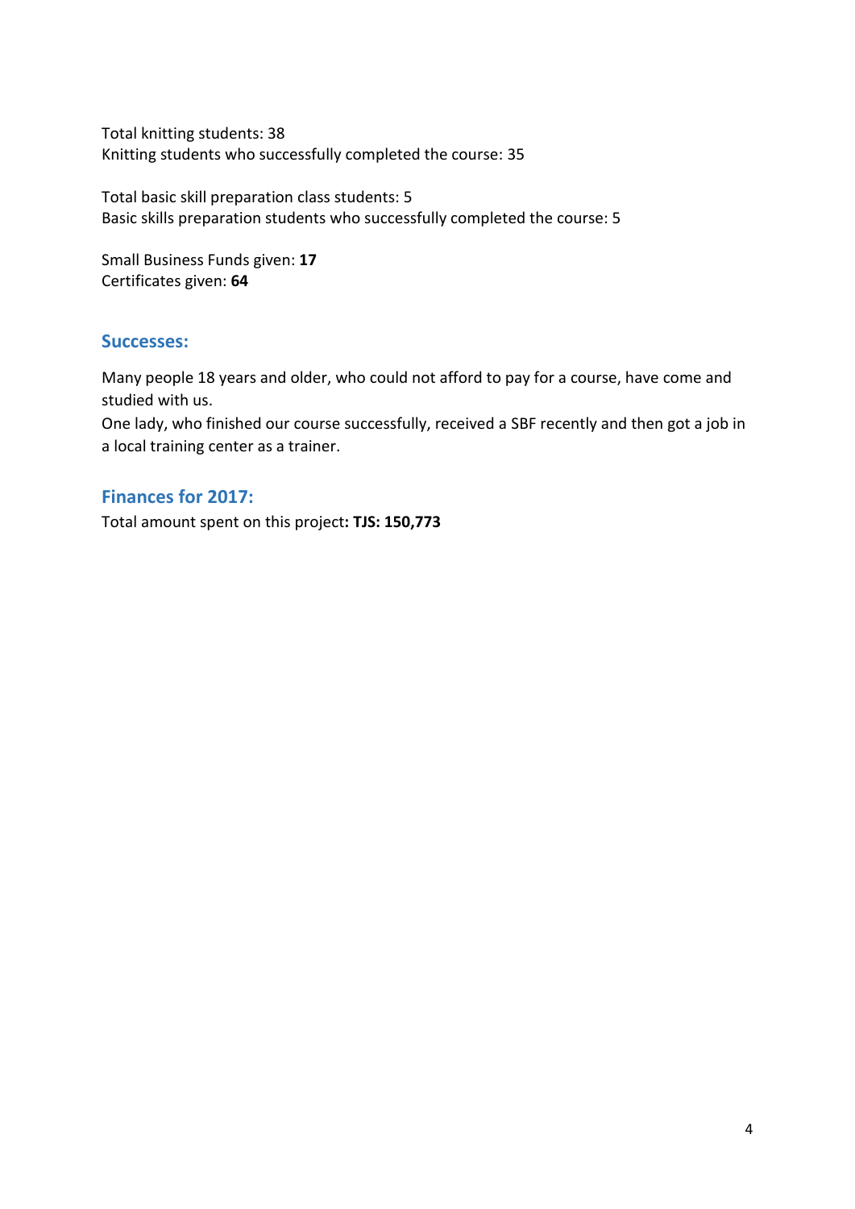Total knitting students: 38
Knitting students who successfully completed the course: 35

Total basic skill preparation class students: 5
Basic skills preparation students who successfully completed the course: 5

Small Business Funds given: **17**
Certificates given: **64**

## Successes:

Many people 18 years and older, who could not afford to pay for a course, have come and studied with us.
One lady, who finished our course successfully, received a SBF recently and then got a job in a local training center as a trainer.

## Finances for 2017:

Total amount spent on this project**: TJS: 150,773**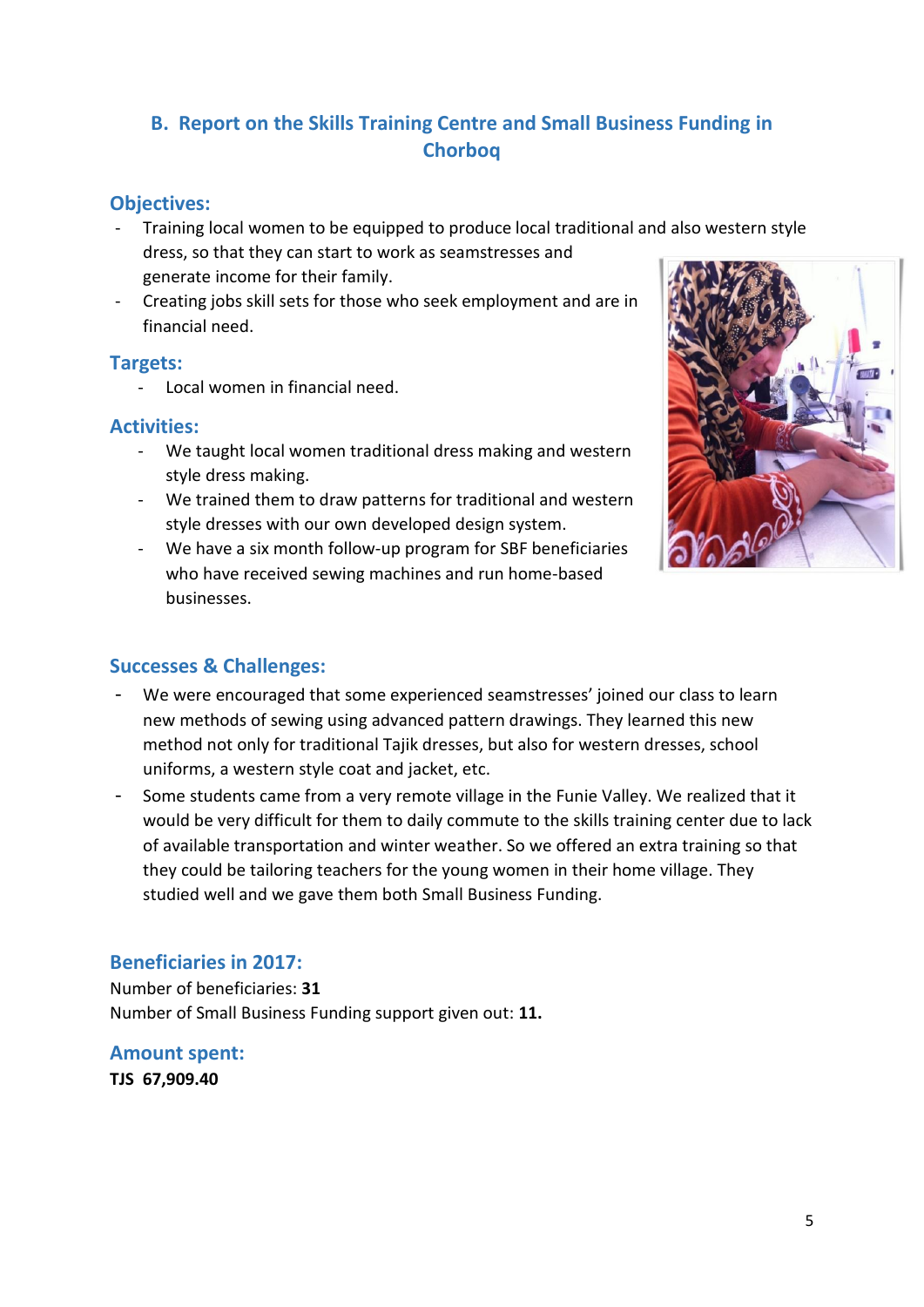## B. Report on the Skills Training Centre and Small Business Funding in Chorboq

### Objectives:

- Training local women to be equipped to produce local traditional and also western style dress, so that they can start to work as seamstresses and generate income for their family.
- Creating jobs skill sets for those who seek employment and are in financial need.

### Targets:

- Local women in financial need.

### Activities:

- We taught local women traditional dress making and western style dress making.
- We trained them to draw patterns for traditional and western style dresses with our own developed design system.
- We have a six month follow-up program for SBF beneficiaries who have received sewing machines and run home-based businesses.

### Successes & Challenges:

- We were encouraged that some experienced seamstresses' joined our class to learn new methods of sewing using advanced pattern drawings. They learned this new method not only for traditional Tajik dresses, but also for western dresses, school uniforms, a western style coat and jacket, etc.
- Some students came from a very remote village in the Funie Valley. We realized that it would be very difficult for them to daily commute to the skills training center due to lack of available transportation and winter weather. So we offered an extra training so that they could be tailoring teachers for the young women in their home village. They studied well and we gave them both Small Business Funding.

### Beneficiaries in 2017:

Number of beneficiaries: **31**
Number of Small Business Funding support given out: **11.**

### Amount spent:

**TJS 67,909.40**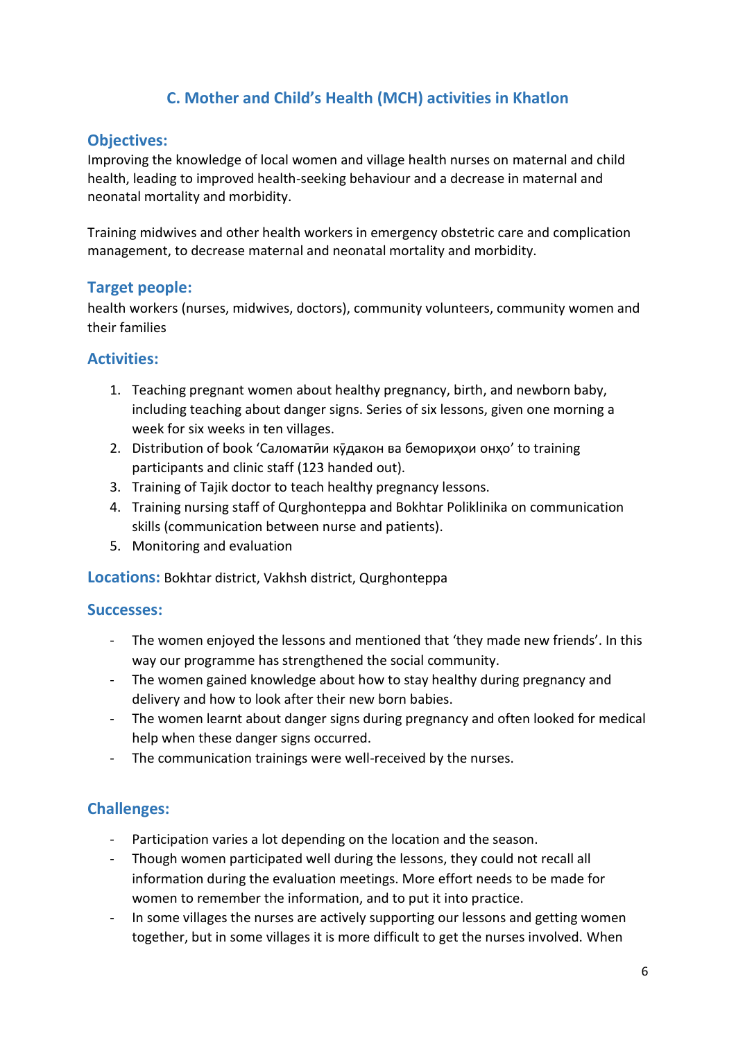## C. Mother and Child's Health (MCH) activities in Khatlon

### Objectives:

Improving the knowledge of local women and village health nurses on maternal and child health, leading to improved health-seeking behaviour and a decrease in maternal and neonatal mortality and morbidity.

Training midwives and other health workers in emergency obstetric care and complication management, to decrease maternal and neonatal mortality and morbidity.

### Target people:

health workers (nurses, midwives, doctors), community volunteers, community women and their families

### Activities:

1. Teaching pregnant women about healthy pregnancy, birth, and newborn baby, including teaching about danger signs. Series of six lessons, given one morning a week for six weeks in ten villages.
2. Distribution of book 'Саломатӣи кӯдакон ва бемориҳои онҳо' to training participants and clinic staff (123 handed out).
3. Training of Tajik doctor to teach healthy pregnancy lessons.
4. Training nursing staff of Qurghonteppa and Bokhtar Poliklinika on communication skills (communication between nurse and patients).
5. Monitoring and evaluation

**Locations:** Bokhtar district, Vakhsh district, Qurghonteppa

### Successes:

- The women enjoyed the lessons and mentioned that 'they made new friends'. In this way our programme has strengthened the social community.
- The women gained knowledge about how to stay healthy during pregnancy and delivery and how to look after their new born babies.
- The women learnt about danger signs during pregnancy and often looked for medical help when these danger signs occurred.
- The communication trainings were well-received by the nurses.

### Challenges:

- Participation varies a lot depending on the location and the season.
- Though women participated well during the lessons, they could not recall all information during the evaluation meetings. More effort needs to be made for women to remember the information, and to put it into practice.
- In some villages the nurses are actively supporting our lessons and getting women together, but in some villages it is more difficult to get the nurses involved. When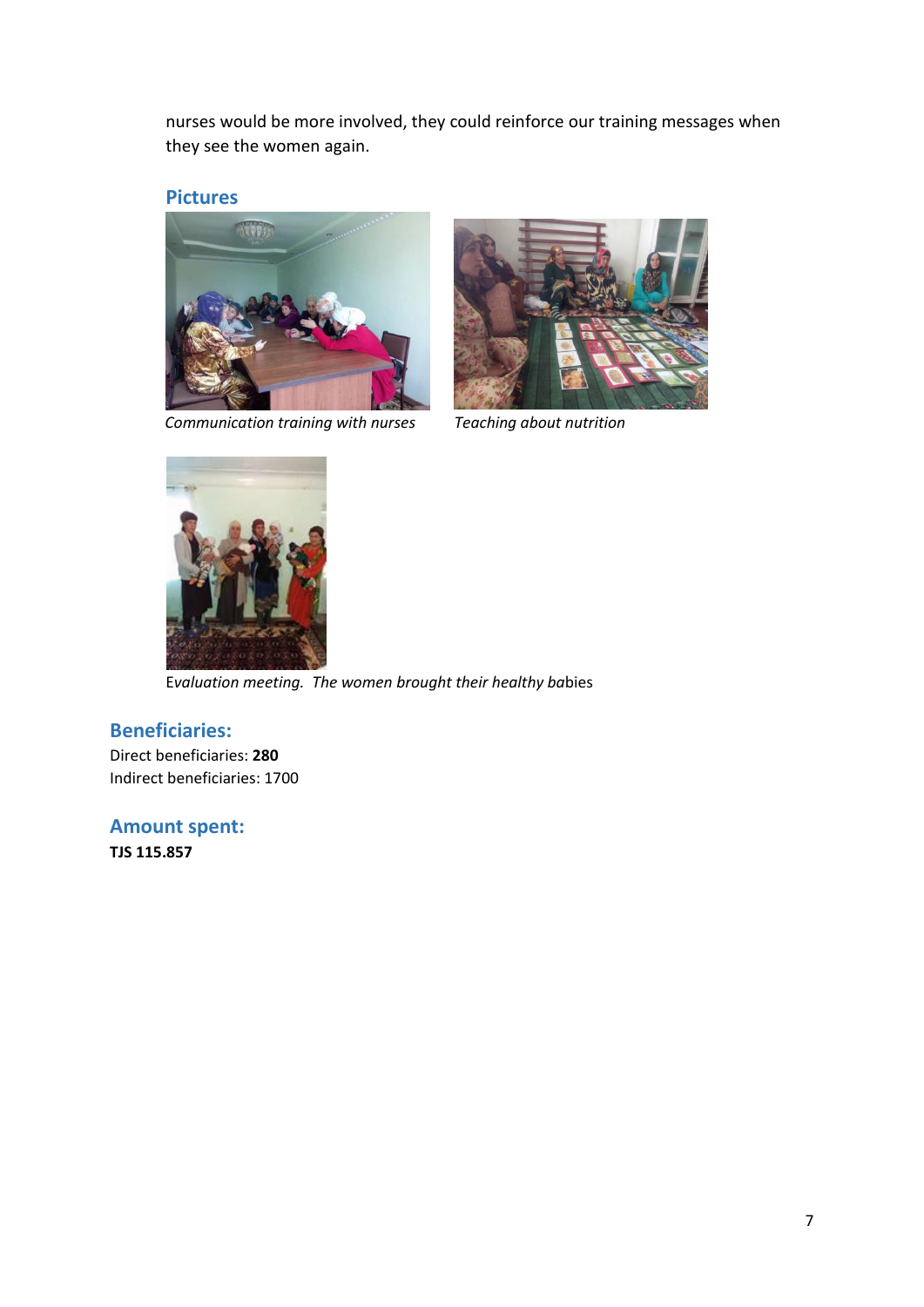nurses would be more involved, they could reinforce our training messages when they see the women again.

## Pictures

*Communication training with nurses*

*Teaching about nutrition*

E*valuation meeting. The women brought their healthy ba*bies

## Beneficiaries:

Direct beneficiaries: **280**
Indirect beneficiaries: 1700

## Amount spent:

**TJS 115.857**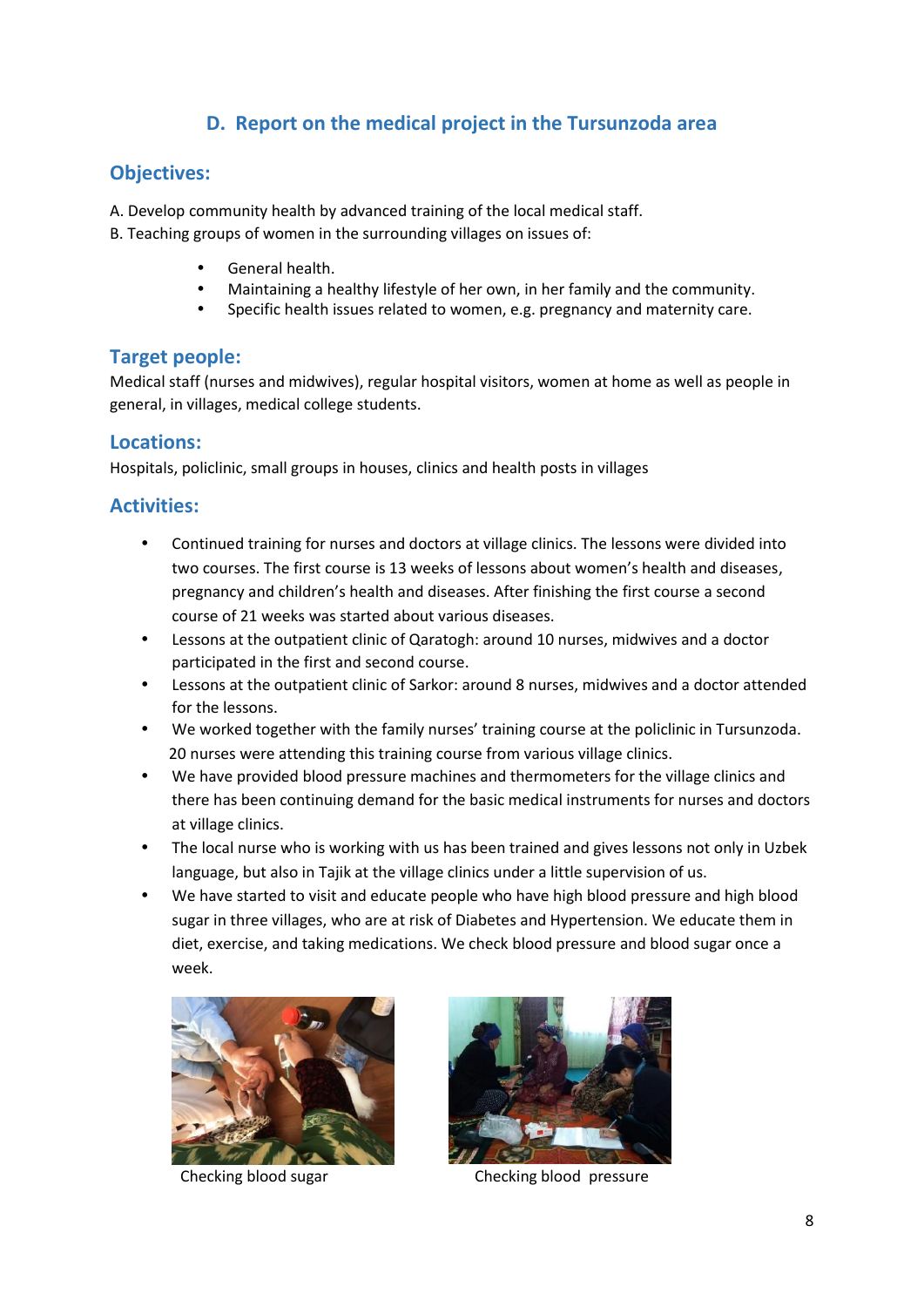## D. Report on the medical project in the Tursunzoda area

### Objectives:

A. Develop community health by advanced training of the local medical staff.
B. Teaching groups of women in the surrounding villages on issues of:

- General health.
- Maintaining a healthy lifestyle of her own, in her family and the community.
- Specific health issues related to women, e.g. pregnancy and maternity care.

### Target people:

Medical staff (nurses and midwives), regular hospital visitors, women at home as well as people in general, in villages, medical college students.

### Locations:

Hospitals, policlinic, small groups in houses, clinics and health posts in villages

### Activities:

- Continued training for nurses and doctors at village clinics. The lessons were divided into two courses. The first course is 13 weeks of lessons about women's health and diseases, pregnancy and children's health and diseases. After finishing the first course a second course of 21 weeks was started about various diseases.
- Lessons at the outpatient clinic of Qaratogh: around 10 nurses, midwives and a doctor participated in the first and second course.
- Lessons at the outpatient clinic of Sarkor: around 8 nurses, midwives and a doctor attended for the lessons.
- We worked together with the family nurses' training course at the policlinic in Tursunzoda. 20 nurses were attending this training course from various village clinics.
- We have provided blood pressure machines and thermometers for the village clinics and there has been continuing demand for the basic medical instruments for nurses and doctors at village clinics.
- The local nurse who is working with us has been trained and gives lessons not only in Uzbek language, but also in Tajik at the village clinics under a little supervision of us.
- We have started to visit and educate people who have high blood pressure and high blood sugar in three villages, who are at risk of Diabetes and Hypertension. We educate them in diet, exercise, and taking medications. We check blood pressure and blood sugar once a week.

Checking blood sugar

Checking blood pressure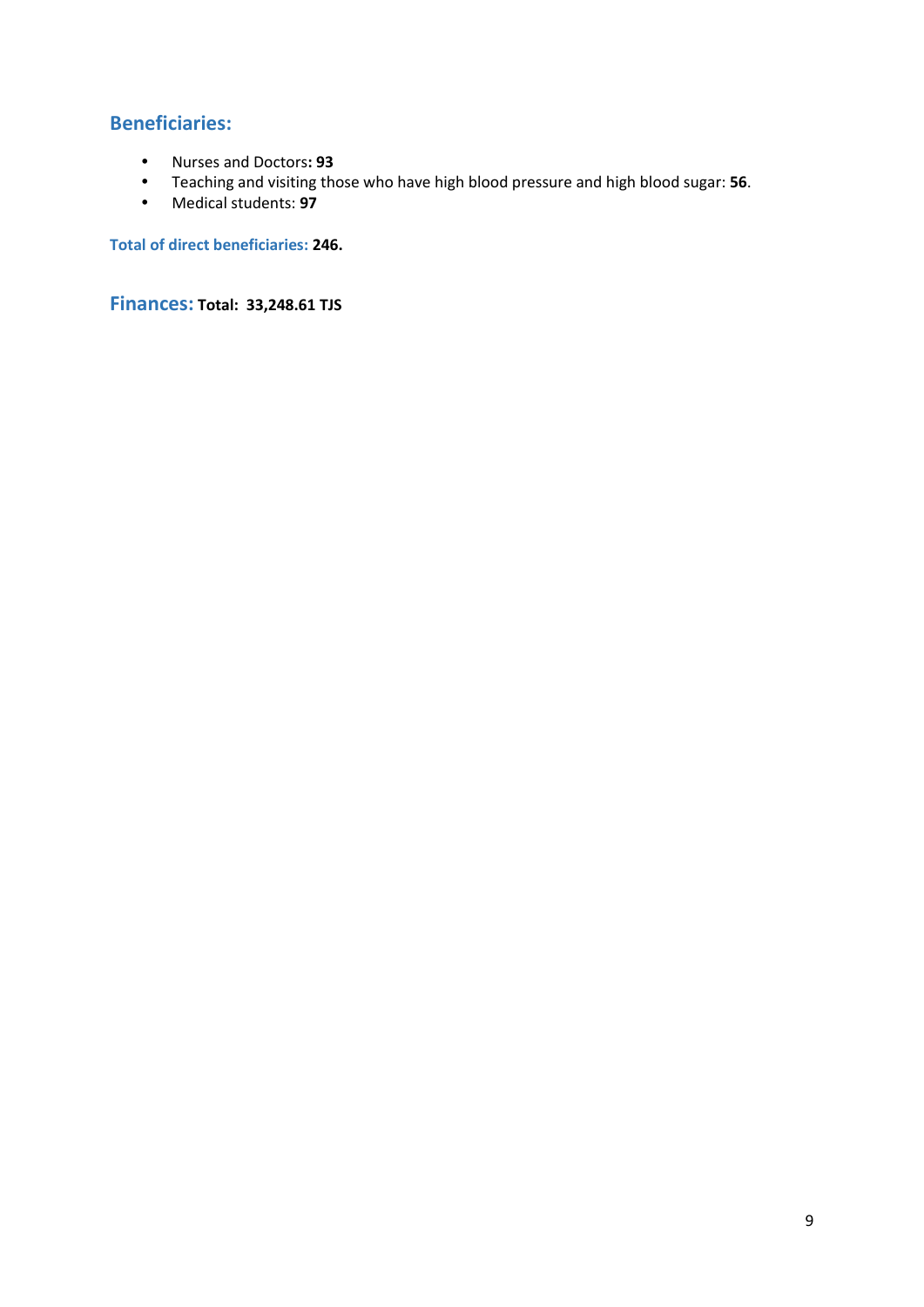## Beneficiaries:

- Nurses and Doctors**: 93**
- Teaching and visiting those who have high blood pressure and high blood sugar: **56**.
- Medical students: **97**

**Total of direct beneficiaries: 246.**

## Finances: **Total: 33,248.61 TJS**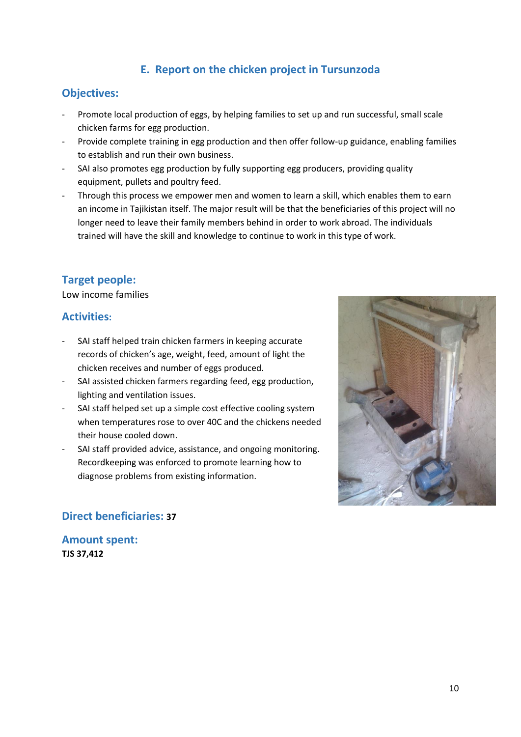## E. Report on the chicken project in Tursunzoda

### Objectives:

- Promote local production of eggs, by helping families to set up and run successful, small scale chicken farms for egg production.
- Provide complete training in egg production and then offer follow-up guidance, enabling families to establish and run their own business.
- SAI also promotes egg production by fully supporting egg producers, providing quality equipment, pullets and poultry feed.
- Through this process we empower men and women to learn a skill, which enables them to earn an income in Tajikistan itself. The major result will be that the beneficiaries of this project will no longer need to leave their family members behind in order to work abroad. The individuals trained will have the skill and knowledge to continue to work in this type of work.

### Target people:

Low income families

### Activities:

- SAI staff helped train chicken farmers in keeping accurate records of chicken's age, weight, feed, amount of light the chicken receives and number of eggs produced.
- SAI assisted chicken farmers regarding feed, egg production, lighting and ventilation issues.
- SAI staff helped set up a simple cost effective cooling system when temperatures rose to over 40C and the chickens needed their house cooled down.
- SAI staff provided advice, assistance, and ongoing monitoring. Recordkeeping was enforced to promote learning how to diagnose problems from existing information.

### Direct beneficiaries: **37**

### Amount spent:

**TJS 37,412**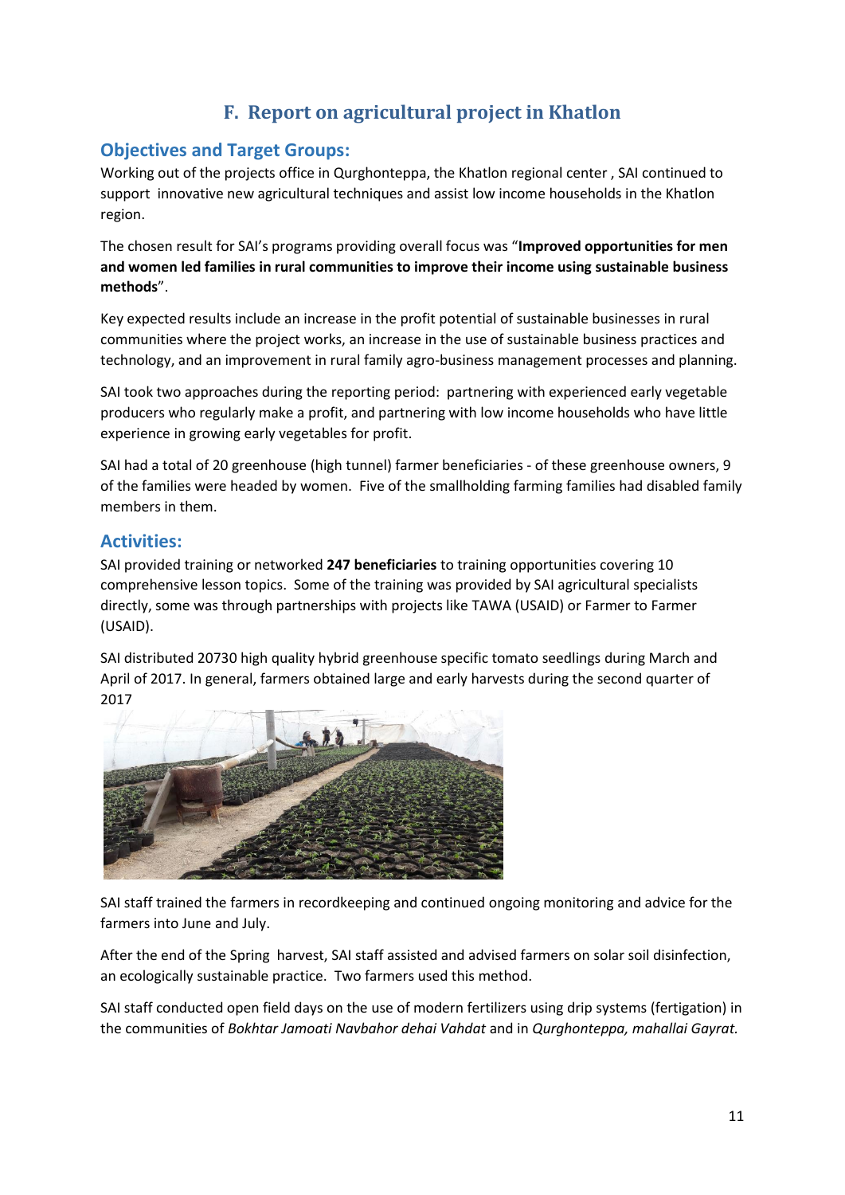## F. Report on agricultural project in Khatlon

### Objectives and Target Groups:

Working out of the projects office in Qurghonteppa, the Khatlon regional center , SAI continued to support innovative new agricultural techniques and assist low income households in the Khatlon region.

The chosen result for SAI's programs providing overall focus was "**Improved opportunities for men and women led families in rural communities to improve their income using sustainable business methods**".

Key expected results include an increase in the profit potential of sustainable businesses in rural communities where the project works, an increase in the use of sustainable business practices and technology, and an improvement in rural family agro-business management processes and planning.

SAI took two approaches during the reporting period: partnering with experienced early vegetable producers who regularly make a profit, and partnering with low income households who have little experience in growing early vegetables for profit.

SAI had a total of 20 greenhouse (high tunnel) farmer beneficiaries - of these greenhouse owners, 9 of the families were headed by women. Five of the smallholding farming families had disabled family members in them.

### Activities:

SAI provided training or networked **247 beneficiaries** to training opportunities covering 10 comprehensive lesson topics. Some of the training was provided by SAI agricultural specialists directly, some was through partnerships with projects like TAWA (USAID) or Farmer to Farmer (USAID).

SAI distributed 20730 high quality hybrid greenhouse specific tomato seedlings during March and April of 2017. In general, farmers obtained large and early harvests during the second quarter of 2017

SAI staff trained the farmers in recordkeeping and continued ongoing monitoring and advice for the farmers into June and July.

After the end of the Spring harvest, SAI staff assisted and advised farmers on solar soil disinfection, an ecologically sustainable practice. Two farmers used this method.

SAI staff conducted open field days on the use of modern fertilizers using drip systems (fertigation) in the communities of *Bokhtar Jamoati Navbahor dehai Vahdat* and in *Qurghonteppa, mahallai Gayrat.*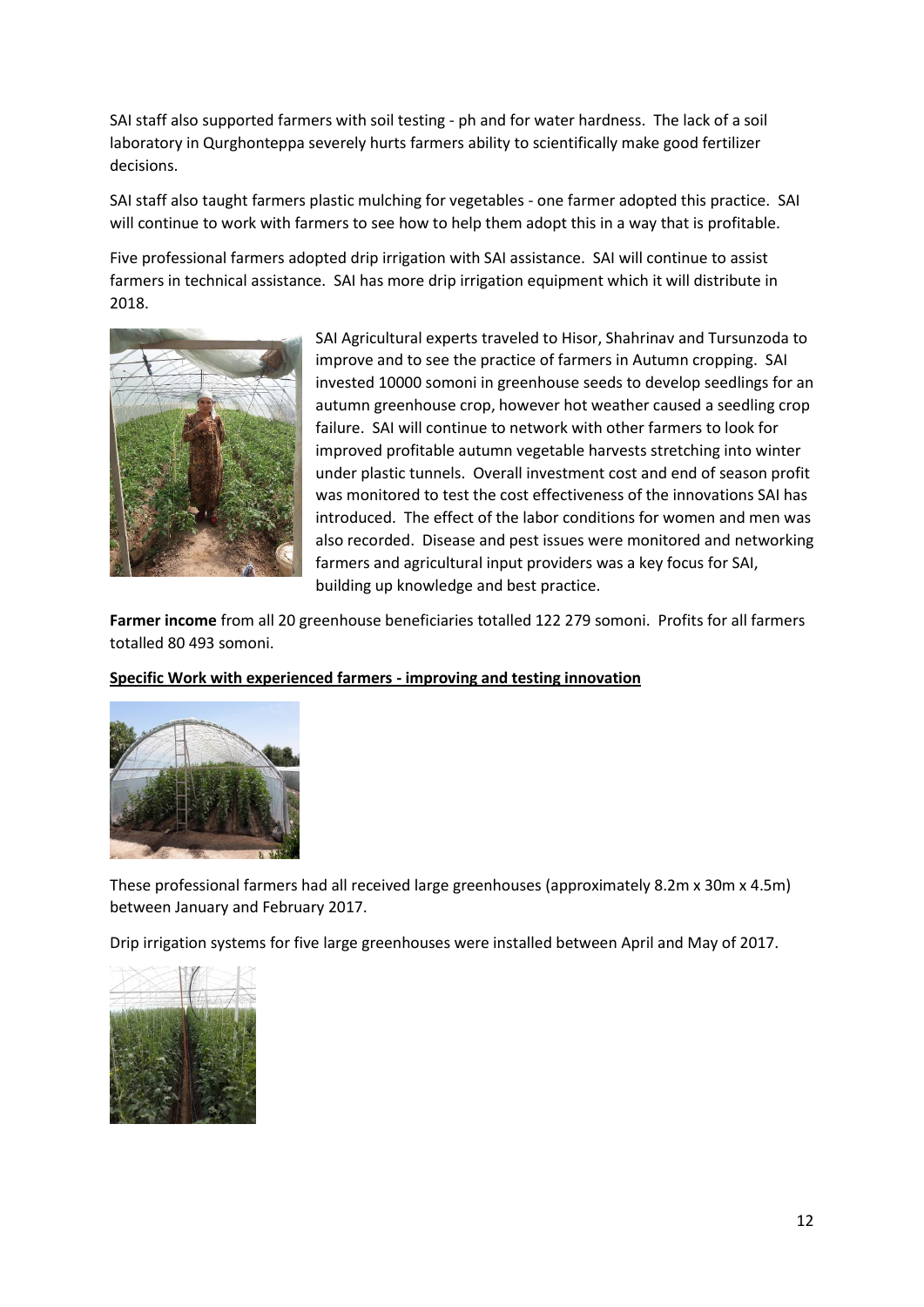SAI staff also supported farmers with soil testing - ph and for water hardness. The lack of a soil laboratory in Qurghonteppa severely hurts farmers ability to scientifically make good fertilizer decisions.

SAI staff also taught farmers plastic mulching for vegetables - one farmer adopted this practice. SAI will continue to work with farmers to see how to help them adopt this in a way that is profitable.

Five professional farmers adopted drip irrigation with SAI assistance. SAI will continue to assist farmers in technical assistance. SAI has more drip irrigation equipment which it will distribute in 2018.

SAI Agricultural experts traveled to Hisor, Shahrinav and Tursunzoda to improve and to see the practice of farmers in Autumn cropping. SAI invested 10000 somoni in greenhouse seeds to develop seedlings for an autumn greenhouse crop, however hot weather caused a seedling crop failure. SAI will continue to network with other farmers to look for improved profitable autumn vegetable harvests stretching into winter under plastic tunnels. Overall investment cost and end of season profit was monitored to test the cost effectiveness of the innovations SAI has introduced. The effect of the labor conditions for women and men was also recorded. Disease and pest issues were monitored and networking farmers and agricultural input providers was a key focus for SAI, building up knowledge and best practice.

**Farmer income** from all 20 greenhouse beneficiaries totalled 122 279 somoni. Profits for all farmers totalled 80 493 somoni.

**<u>Specific Work with experienced farmers - improving and testing innovation</u>**

These professional farmers had all received large greenhouses (approximately 8.2m x 30m x 4.5m) between January and February 2017.

Drip irrigation systems for five large greenhouses were installed between April and May of 2017.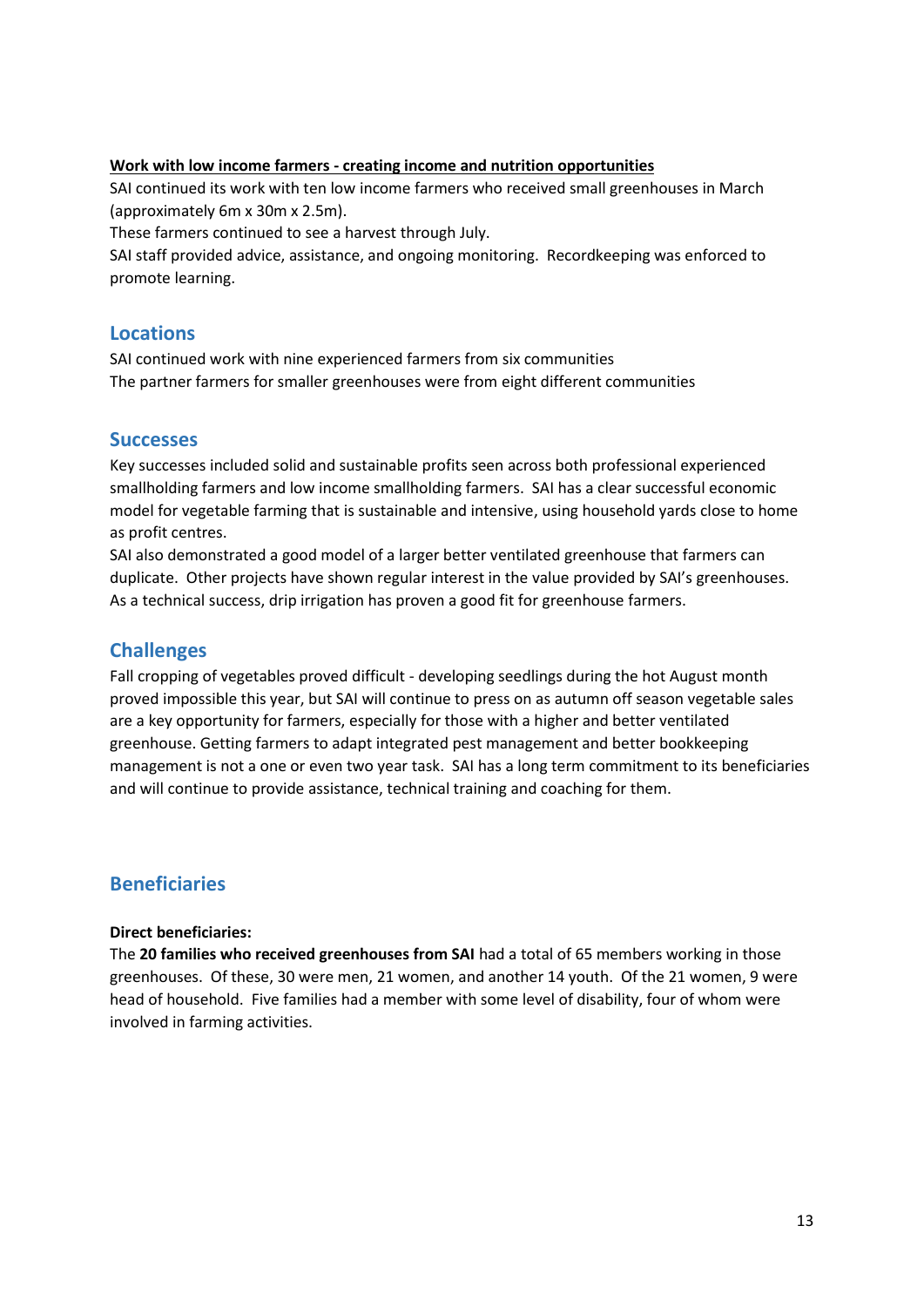**Work with low income farmers - creating income and nutrition opportunities**

SAI continued its work with ten low income farmers who received small greenhouses in March (approximately 6m x 30m x 2.5m).

These farmers continued to see a harvest through July.

SAI staff provided advice, assistance, and ongoing monitoring. Recordkeeping was enforced to promote learning.

## Locations

SAI continued work with nine experienced farmers from six communities

The partner farmers for smaller greenhouses were from eight different communities

## Successes

Key successes included solid and sustainable profits seen across both professional experienced smallholding farmers and low income smallholding farmers. SAI has a clear successful economic model for vegetable farming that is sustainable and intensive, using household yards close to home as profit centres.

SAI also demonstrated a good model of a larger better ventilated greenhouse that farmers can duplicate. Other projects have shown regular interest in the value provided by SAI's greenhouses. As a technical success, drip irrigation has proven a good fit for greenhouse farmers.

## Challenges

Fall cropping of vegetables proved difficult - developing seedlings during the hot August month proved impossible this year, but SAI will continue to press on as autumn off season vegetable sales are a key opportunity for farmers, especially for those with a higher and better ventilated greenhouse. Getting farmers to adapt integrated pest management and better bookkeeping management is not a one or even two year task. SAI has a long term commitment to its beneficiaries and will continue to provide assistance, technical training and coaching for them.

## Beneficiaries

**Direct beneficiaries:**

The **20 families who received greenhouses from SAI** had a total of 65 members working in those greenhouses. Of these, 30 were men, 21 women, and another 14 youth. Of the 21 women, 9 were head of household. Five families had a member with some level of disability, four of whom were involved in farming activities.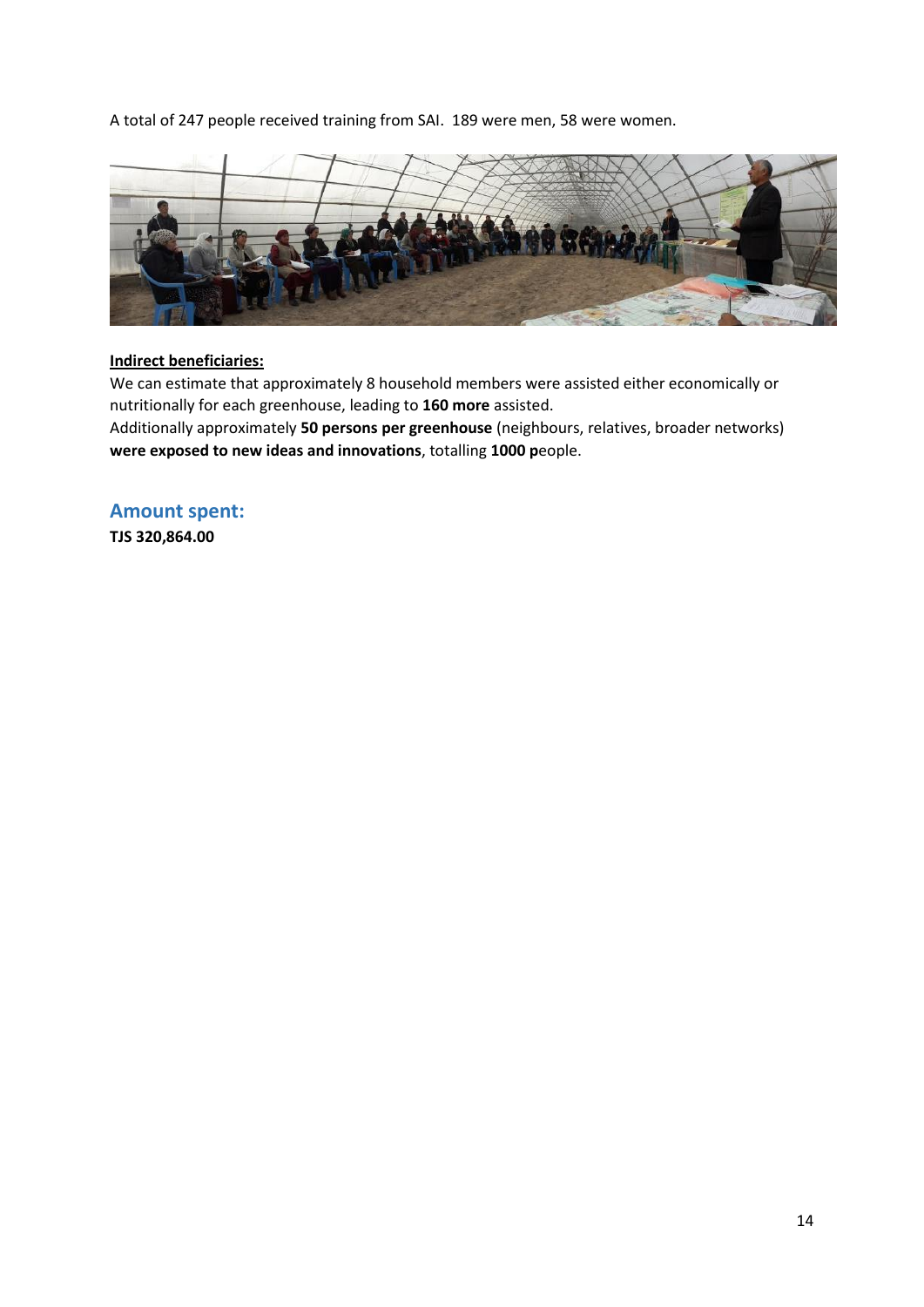A total of 247 people received training from SAI. 189 were men, 58 were women.

**Indirect beneficiaries:**

We can estimate that approximately 8 household members were assisted either economically or nutritionally for each greenhouse, leading to **160 more** assisted.

Additionally approximately **50 persons per greenhouse** (neighbours, relatives, broader networks) **were exposed to new ideas and innovations**, totalling **1000 p**eople.

## Amount spent:

**TJS 320,864.00**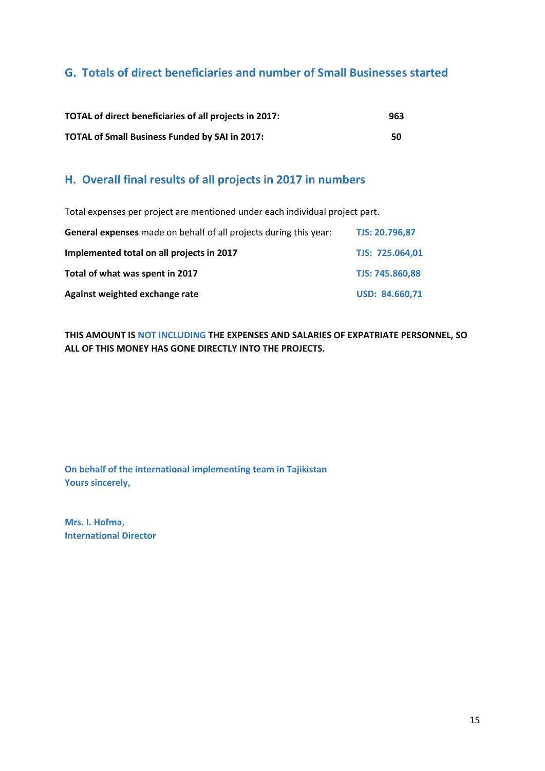## G. Totals of direct beneficiaries and number of Small Businesses started

| | |
|---|---|
| **TOTAL of direct beneficiaries of all projects in 2017:** | **963** |
| **TOTAL of Small Business Funded by SAI in 2017:** | **50** |

## H. Overall final results of all projects in 2017 in numbers

Total expenses per project are mentioned under each individual project part.

| | |
|---|---|
| **General expenses** made on behalf of all projects during this year: | **TJS: 20.796,87** |
| **Implemented total on all projects in 2017** | **TJS: 725.064,01** |
| **Total of what was spent in 2017** | **TJS: 745.860,88** |
| **Against weighted exchange rate** | **USD: 84.660,71** |

**THIS AMOUNT IS NOT INCLUDING THE EXPENSES AND SALARIES OF EXPATRIATE PERSONNEL, SO ALL OF THIS MONEY HAS GONE DIRECTLY INTO THE PROJECTS.**

**On behalf of the international implementing team in Tajikistan**
**Yours sincerely,**

**Mrs. I. Hofma,**
**International Director**